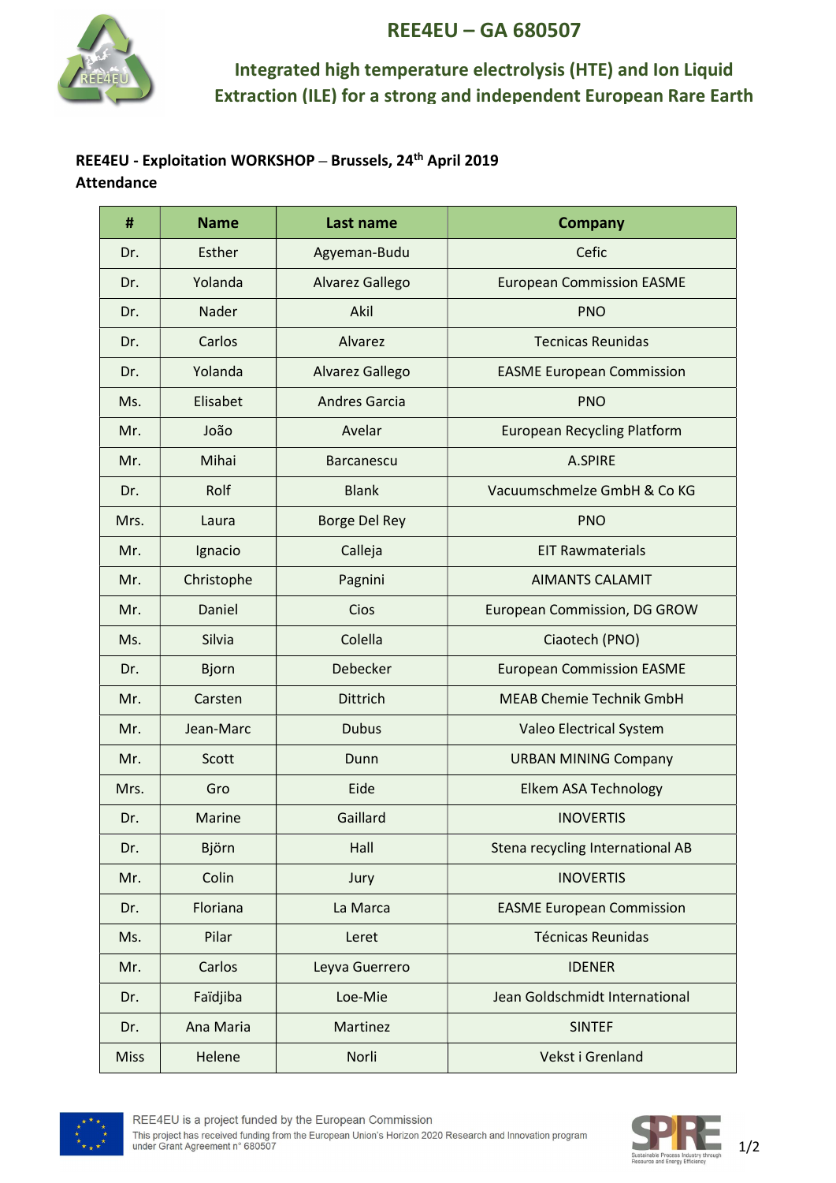# REE4EU – GA 680507

## Integrated high temperature electrolysis (HTE) and Ion Liquid Extraction (ILE) for a strong and independent European Rare Earth

**REE4EU - Exploitation WORKSHOP – Brussels, 24th April 2019**
**Attendance**

| # | Name | Last name | Company |
|---|---|---|---|
| Dr. | Esther | Agyeman-Budu | Cefic |
| Dr. | Yolanda | Alvarez Gallego | European Commission EASME |
| Dr. | Nader | Akil | PNO |
| Dr. | Carlos | Alvarez | Tecnicas Reunidas |
| Dr. | Yolanda | Alvarez Gallego | EASME European Commission |
| Ms. | Elisabet | Andres Garcia | PNO |
| Mr. | João | Avelar | European Recycling Platform |
| Mr. | Mihai | Barcanescu | A.SPIRE |
| Dr. | Rolf | Blank | Vacuumschmelze GmbH & Co KG |
| Mrs. | Laura | Borge Del Rey | PNO |
| Mr. | Ignacio | Calleja | EIT Rawmaterials |
| Mr. | Christophe | Pagnini | AIMANTS CALAMIT |
| Mr. | Daniel | Cios | European Commission, DG GROW |
| Ms. | Silvia | Colella | Ciaotech (PNO) |
| Dr. | Bjorn | Debecker | European Commission EASME |
| Mr. | Carsten | Dittrich | MEAB Chemie Technik GmbH |
| Mr. | Jean-Marc | Dubus | Valeo Electrical System |
| Mr. | Scott | Dunn | URBAN MINING Company |
| Mrs. | Gro | Eide | Elkem ASA Technology |
| Dr. | Marine | Gaillard | INOVERTIS |
| Dr. | Björn | Hall | Stena recycling International AB |
| Mr. | Colin | Jury | INOVERTIS |
| Dr. | Floriana | La Marca | EASME European Commission |
| Ms. | Pilar | Leret | Técnicas Reunidas |
| Mr. | Carlos | Leyva Guerrero | IDENER |
| Dr. | Faïdjiba | Loe-Mie | Jean Goldschmidt International |
| Dr. | Ana Maria | Martinez | SINTEF |
| Miss | Helene | Norli | Vekst i Grenland |

REE4EU is a project funded by the European Commission
This project has received funding from the European Union's Horizon 2020 Research and Innovation program under Grant Agreement n° 680507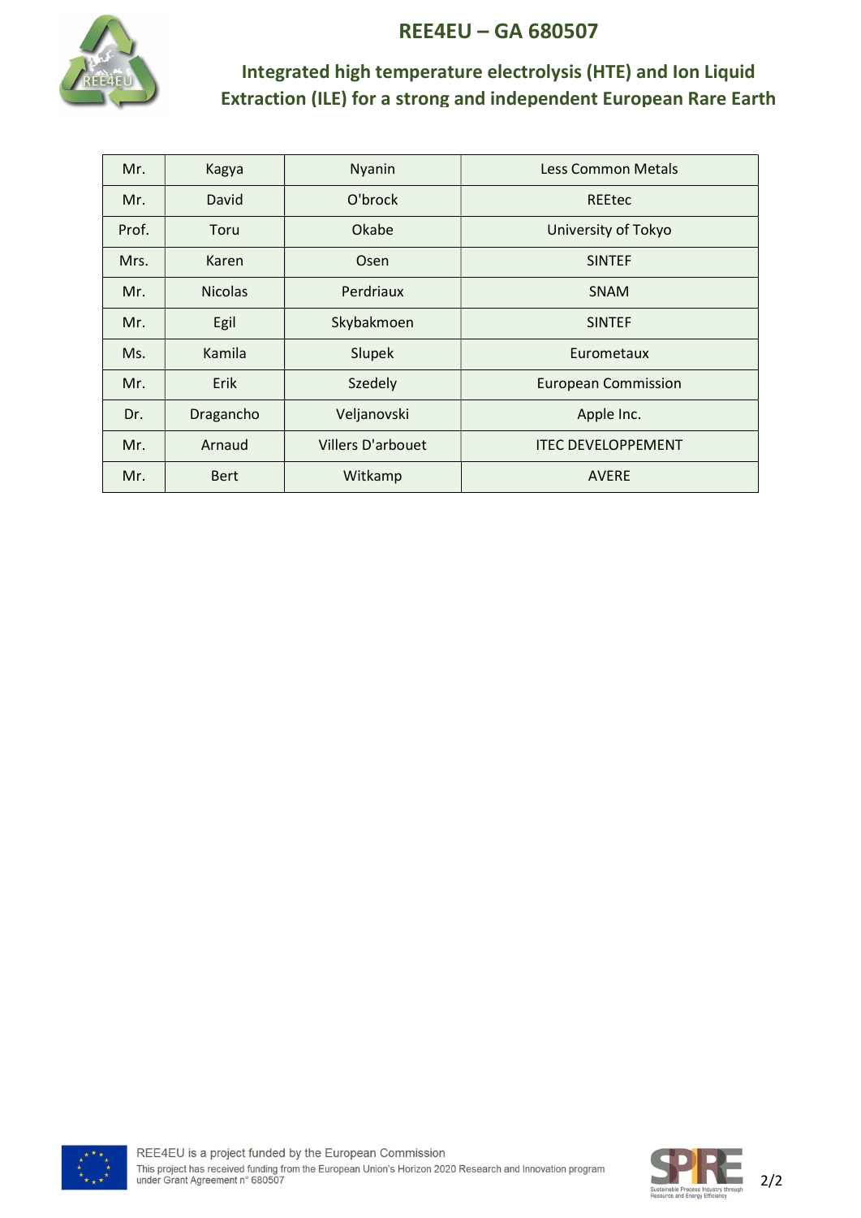| | | | |
|---|---|---|---|
| Mr. | Kagya | Nyanin | Less Common Metals |
| Mr. | David | O'brock | REEtec |
| Prof. | Toru | Okabe | University of Tokyo |
| Mrs. | Karen | Osen | SINTEF |
| Mr. | Nicolas | Perdriaux | SNAM |
| Mr. | Egil | Skybakmoen | SINTEF |
| Ms. | Kamila | Slupek | Eurometaux |
| Mr. | Erik | Szedely | European Commission |
| Dr. | Dragancho | Veljanovski | Apple Inc. |
| Mr. | Arnaud | Villers D'arbouet | ITEC DEVELOPPEMENT |
| Mr. | Bert | Witkamp | AVERE |